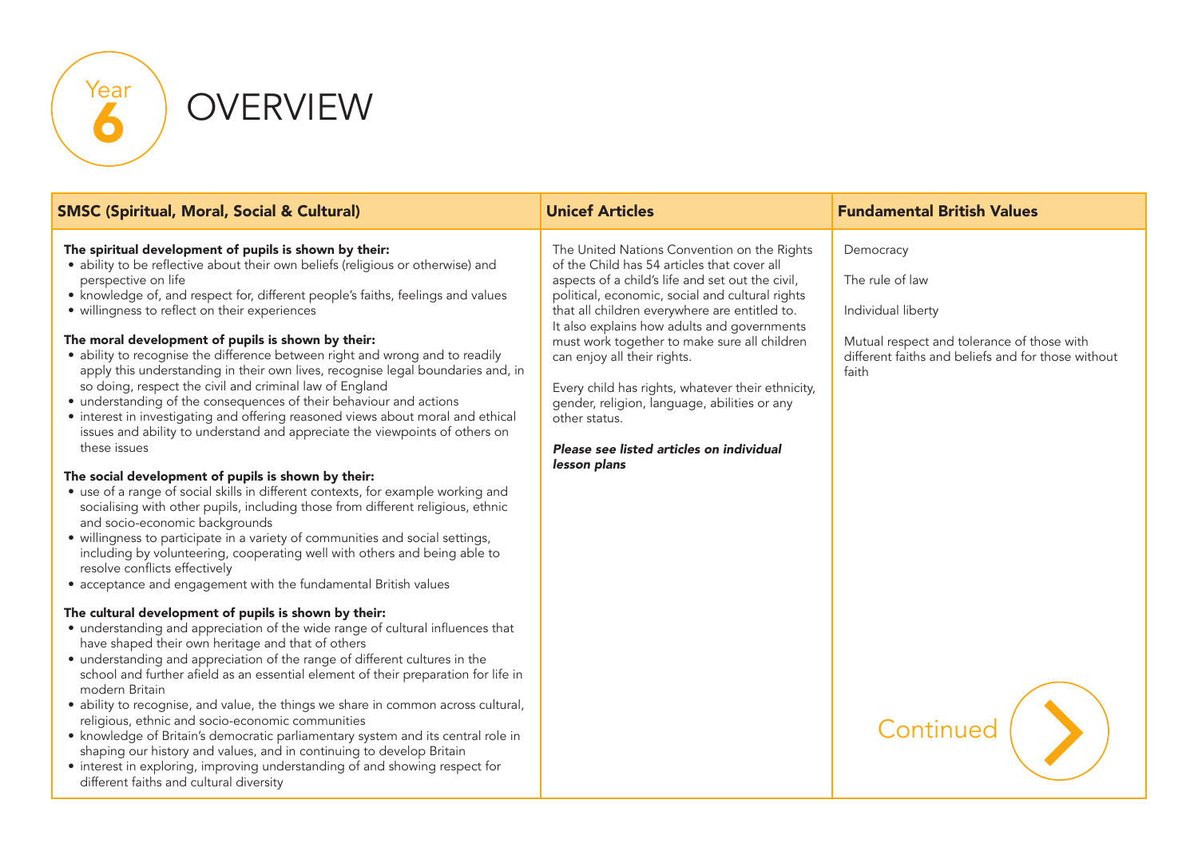# Year 6 OVERVIEW

| SMSC (Spiritual, Moral, Social & Cultural) | Unicef Articles | Fundamental British Values |
| --- | --- | --- |
| **The spiritual development of pupils is shown by their:**<br>• ability to be reflective about their own beliefs (religious or otherwise) and perspective on life<br>• knowledge of, and respect for, different people's faiths, feelings and values<br>• willingness to reflect on their experiences<br><br>**The moral development of pupils is shown by their:**<br>• ability to recognise the difference between right and wrong and to readily apply this understanding in their own lives, recognise legal boundaries and, in so doing, respect the civil and criminal law of England<br>• understanding of the consequences of their behaviour and actions<br>• interest in investigating and offering reasoned views about moral and ethical issues and ability to understand and appreciate the viewpoints of others on these issues<br><br>**The social development of pupils is shown by their:**<br>• use of a range of social skills in different contexts, for example working and socialising with other pupils, including those from different religious, ethnic and socio-economic backgrounds<br>• willingness to participate in a variety of communities and social settings, including by volunteering, cooperating well with others and being able to resolve conflicts effectively<br>• acceptance and engagement with the fundamental British values<br><br>**The cultural development of pupils is shown by their:**<br>• understanding and appreciation of the wide range of cultural influences that have shaped their own heritage and that of others<br>• understanding and appreciation of the range of different cultures in the school and further afield as an essential element of their preparation for life in modern Britain<br>• ability to recognise, and value, the things we share in common across cultural, religious, ethnic and socio-economic communities<br>• knowledge of Britain's democratic parliamentary system and its central role in shaping our history and values, and in continuing to develop Britain<br>• interest in exploring, improving understanding of and showing respect for different faiths and cultural diversity | The United Nations Convention on the Rights of the Child has 54 articles that cover all aspects of a child's life and set out the civil, political, economic, social and cultural rights that all children everywhere are entitled to. It also explains how adults and governments must work together to make sure all children can enjoy all their rights.<br><br>Every child has rights, whatever their ethnicity, gender, religion, language, abilities or any other status.<br><br>***Please see listed articles on individual lesson plans*** | Democracy<br><br>The rule of law<br><br>Individual liberty<br><br>Mutual respect and tolerance of those with different faiths and beliefs and for those without faith |

Continued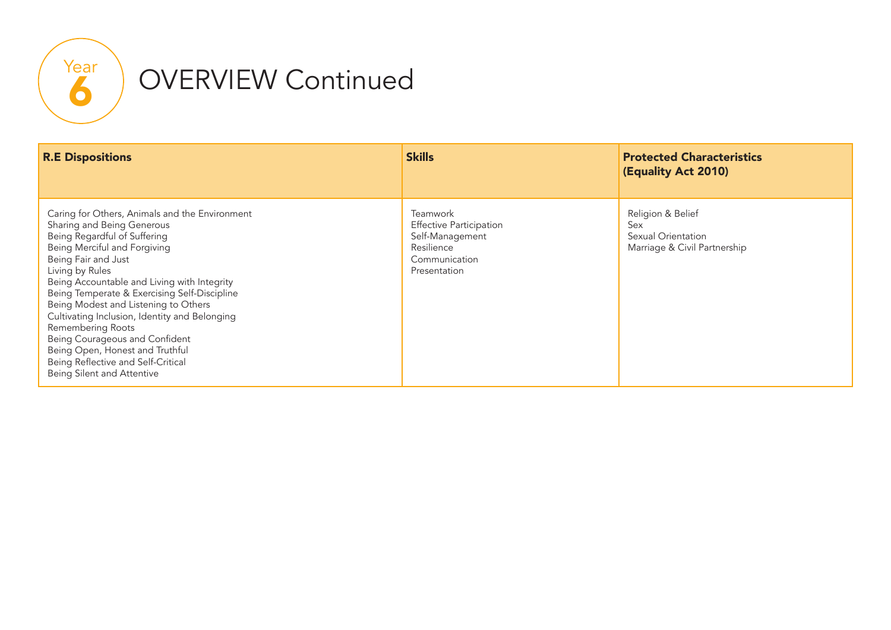# Year 6 OVERVIEW Continued

| R.E Dispositions | Skills | Protected Characteristics (Equality Act 2010) |
| --- | --- | --- |
| Caring for Others, Animals and the Environment<br>Sharing and Being Generous<br>Being Regardful of Suffering<br>Being Merciful and Forgiving<br>Being Fair and Just<br>Living by Rules<br>Being Accountable and Living with Integrity<br>Being Temperate & Exercising Self-Discipline<br>Being Modest and Listening to Others<br>Cultivating Inclusion, Identity and Belonging<br>Remembering Roots<br>Being Courageous and Confident<br>Being Open, Honest and Truthful<br>Being Reflective and Self-Critical<br>Being Silent and Attentive | Teamwork<br>Effective Participation<br>Self-Management<br>Resilience<br>Communication<br>Presentation | Religion & Belief<br>Sex<br>Sexual Orientation<br>Marriage & Civil Partnership |